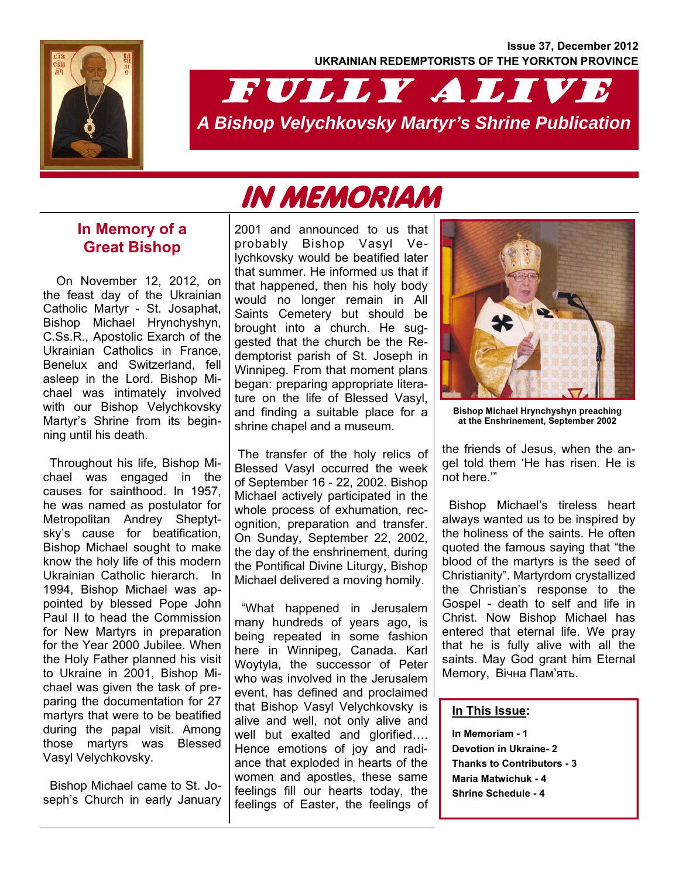Issue 37, December 2012

UKRAINIAN REDEMPTORISTS OF THE YORKTON PROVINCE

# FULLY ALIVE

*A Bishop Velychkovsky Martyr's Shrine Publication*

# IN MEMORIAM

## In Memory of a Great Bishop

On November 12, 2012, on the feast day of the Ukrainian Catholic Martyr - St. Josaphat, Bishop Michael Hrynchyshyn, C.Ss.R., Apostolic Exarch of the Ukrainian Catholics in France, Benelux and Switzerland, fell asleep in the Lord. Bishop Michael was intimately involved with our Bishop Velychkovsky Martyr's Shrine from its beginning until his death.

Throughout his life, Bishop Michael was engaged in the causes for sainthood. In 1957, he was named as postulator for Metropolitan Andrey Sheptytsky's cause for beatification, Bishop Michael sought to make know the holy life of this modern Ukrainian Catholic hierarch. In 1994, Bishop Michael was appointed by blessed Pope John Paul II to head the Commission for New Martyrs in preparation for the Year 2000 Jubilee. When the Holy Father planned his visit to Ukraine in 2001, Bishop Michael was given the task of preparing the documentation for 27 martyrs that were to be beatified during the papal visit. Among those martyrs was Blessed Vasyl Velychkovsky.

Bishop Michael came to St. Joseph's Church in early January 2001 and announced to us that probably Bishop Vasyl Velychkovsky would be beatified later that summer. He informed us that if that happened, then his holy body would no longer remain in All Saints Cemetery but should be brought into a church. He suggested that the church be the Redemptorist parish of St. Joseph in Winnipeg. From that moment plans began: preparing appropriate literature on the life of Blessed Vasyl, and finding a suitable place for a shrine chapel and a museum.

The transfer of the holy relics of Blessed Vasyl occurred the week of September 16 - 22, 2002. Bishop Michael actively participated in the whole process of exhumation, recognition, preparation and transfer. On Sunday, September 22, 2002, the day of the enshrinement, during the Pontifical Divine Liturgy, Bishop Michael delivered a moving homily.

"What happened in Jerusalem many hundreds of years ago, is being repeated in some fashion here in Winnipeg, Canada. Karl Woytyla, the successor of Peter who was involved in the Jerusalem event, has defined and proclaimed that Bishop Vasyl Velychkovsky is alive and well, not only alive and well but exalted and glorified…. Hence emotions of joy and radiance that exploded in hearts of the women and apostles, these same feelings fill our hearts today, the feelings of Easter, the feelings of the friends of Jesus, when the angel told them 'He has risen. He is not here.'"

Bishop Michael Hrynchyshyn preaching at the Enshrinement, September 2002

Bishop Michael's tireless heart always wanted us to be inspired by the holiness of the saints. He often quoted the famous saying that "the blood of the martyrs is the seed of Christianity". Martyrdom crystallized the Christian's response to the Gospel - death to self and life in Christ. Now Bishop Michael has entered that eternal life. We pray that he is fully alive with all the saints. May God grant him Eternal Memory, Вічна Пам'ять.

**In This Issue:**

- **In Memoriam - 1**
- **Devotion in Ukraine- 2**
- **Thanks to Contributors - 3**
- **Maria Matwichuk - 4**
- **Shrine Schedule - 4**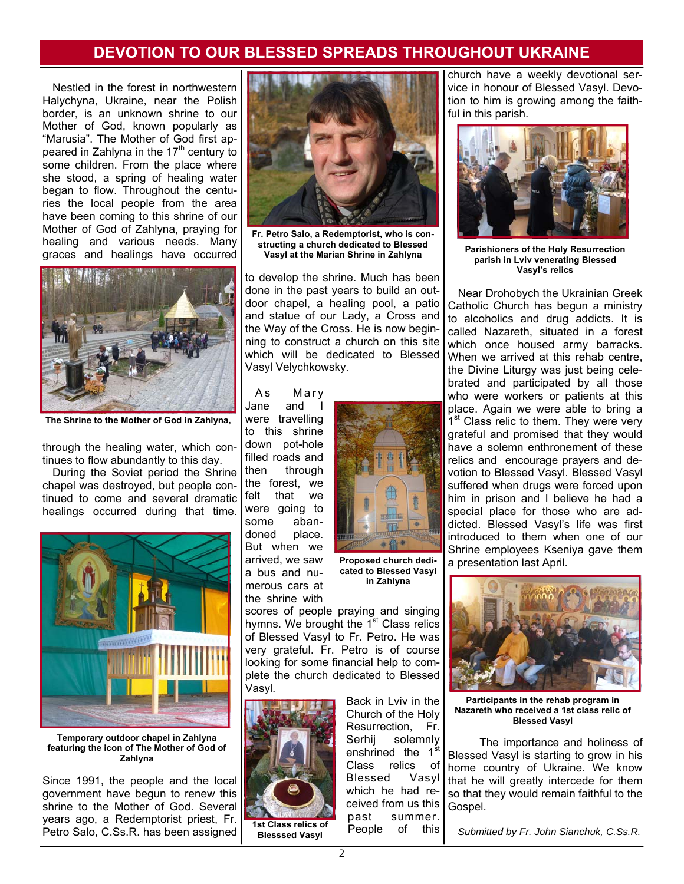## DEVOTION TO OUR BLESSED SPREADS THROUGHOUT UKRAINE

Nestled in the forest in northwestern Halychyna, Ukraine, near the Polish border, is an unknown shrine to our Mother of God, known popularly as "Marusia". The Mother of God first appeared in Zahlyna in the 17th century to some children. From the place where she stood, a spring of healing water began to flow. Throughout the centuries the local people from the area have been coming to this shrine of our Mother of God of Zahlyna, praying for healing and various needs. Many graces and healings have occurred through the healing water, which continues to flow abundantly to this day.

The Shrine to the Mother of God in Zahlyna,

During the Soviet period the Shrine chapel was destroyed, but people continued to come and several dramatic healings occurred during that time.

Temporary outdoor chapel in Zahlyna featuring the icon of The Mother of God of Zahlyna

Since 1991, the people and the local government have begun to renew this shrine to the Mother of God. Several years ago, a Redemptorist priest, Fr. Petro Salo, C.Ss.R. has been assigned to develop the shrine. Much has been done in the past years to build an outdoor chapel, a healing pool, a patio and statue of our Lady, a Cross and the Way of the Cross. He is now beginning to construct a church on this site which will be dedicated to Blessed Vasyl Velychkowsky.

Fr. Petro Salo, a Redemptorist, who is constructing a church dedicated to Blessed Vasyl at the Marian Shrine in Zahlyna

As Mary Jane and I were travelling to this shrine down pot-hole filled roads and then through the forest, we felt that we were going to some abandoned place. But when we arrived, we saw a bus and numerous cars at the shrine with scores of people praying and singing hymns. We brought the 1st Class relics of Blessed Vasyl to Fr. Petro. He was very grateful. Fr. Petro is of course looking for some financial help to complete the church dedicated to Blessed Vasyl.

Proposed church dedicated to Blessed Vasyl in Zahlyna

Back in Lviv in the Church of the Holy Resurrection, Fr. Serhij solemnly enshrined the 1st Class relics of Blessed Vasyl which he had received from us this past summer. People of this church have a weekly devotional service in honour of Blessed Vasyl. Devotion to him is growing among the faithful in this parish.

1st Class relics of Blesssed Vasyl

Parishioners of the Holy Resurrection parish in Lviv venerating Blessed Vasyl's relics

Near Drohobych the Ukrainian Greek Catholic Church has begun a ministry to alcoholics and drug addicts. It is called Nazareth, situated in a forest which once housed army barracks. When we arrived at this rehab centre, the Divine Liturgy was just being celebrated and participated by all those who were workers or patients at this place. Again we were able to bring a 1st Class relic to them. They were very grateful and promised that they would have a solemn enthronement of these relics and encourage prayers and devotion to Blessed Vasyl. Blessed Vasyl suffered when drugs were forced upon him in prison and I believe he had a special place for those who are addicted. Blessed Vasyl's life was first introduced to them when one of our Shrine employees Kseniya gave them a presentation last April.

Participants in the rehab program in Nazareth who received a 1st class relic of Blessed Vasyl

The importance and holiness of Blessed Vasyl is starting to grow in his home country of Ukraine. We know that he will greatly intercede for them so that they would remain faithful to the Gospel.

*Submitted by Fr. John Sianchuk, C.Ss.R.*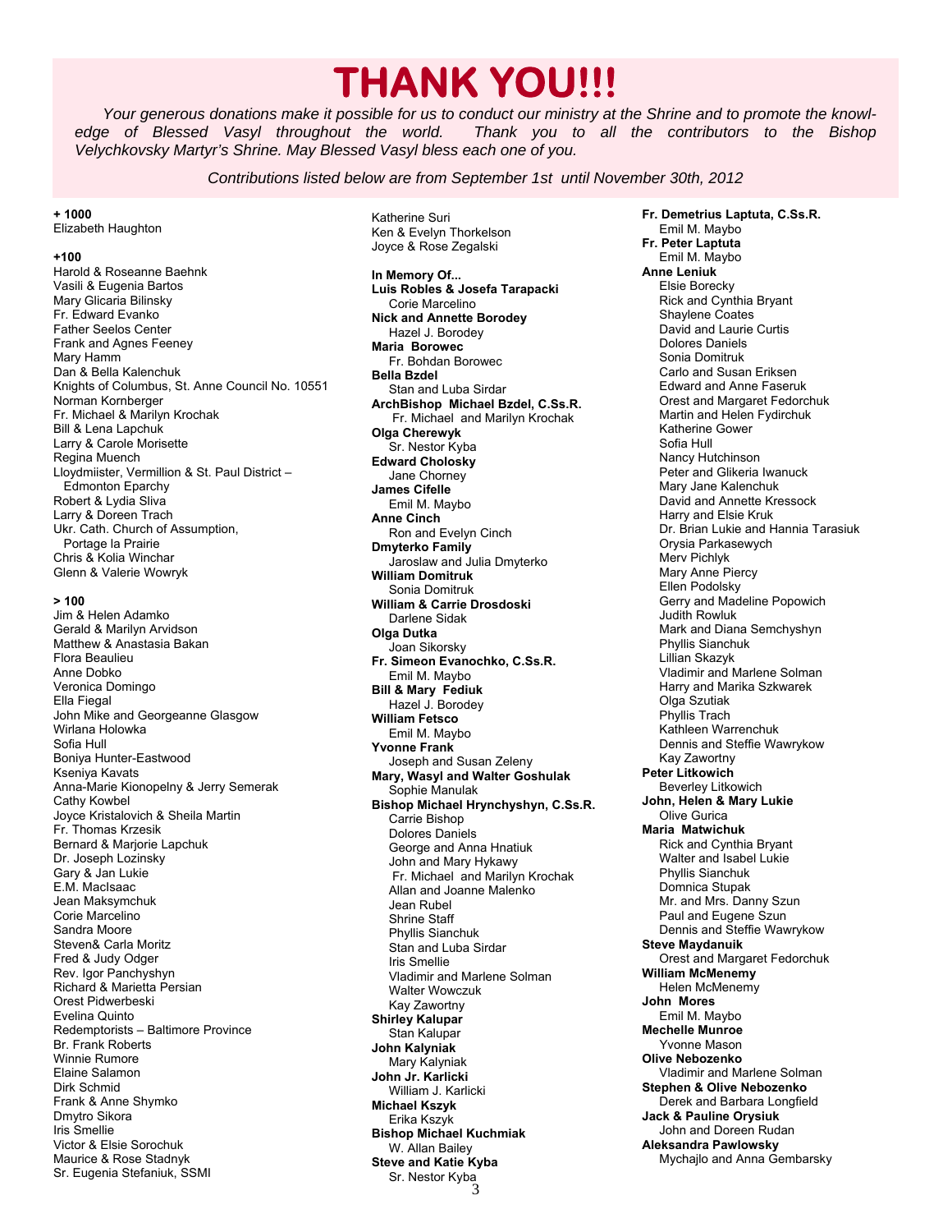# THANK YOU!!!

*Your generous donations make it possible for us to conduct our ministry at the Shrine and to promote the knowledge of Blessed Vasyl throughout the world. Thank you to all the contributors to the Bishop Velychkovsky Martyr's Shrine. May Blessed Vasyl bless each one of you.*

*Contributions listed below are from September 1st until November 30th, 2012*

**+ 1000**
Elizabeth Haughton

**+100**
Harold & Roseanne Baehnk
Vasili & Eugenia Bartos
Mary Glicaria Bilinsky
Fr. Edward Evanko
Father Seelos Center
Frank and Agnes Feeney
Mary Hamm
Dan & Bella Kalenchuk
Knights of Columbus, St. Anne Council No. 10551
Norman Kornberger
Fr. Michael & Marilyn Krochak
Bill & Lena Lapchuk
Larry & Carole Morisette
Regina Muench
Lloydmiister, Vermillion & St. Paul District – Edmonton Eparchy
Robert & Lydia Sliva
Larry & Doreen Trach
Ukr. Cath. Church of Assumption, Portage la Prairie
Chris & Kolia Winchar
Glenn & Valerie Wowryk

**> 100**
Jim & Helen Adamko
Gerald & Marilyn Arvidson
Matthew & Anastasia Bakan
Flora Beaulieu
Anne Dobko
Veronica Domingo
Ella Fiegal
John Mike and Georgeanne Glasgow
Wirlana Holowka
Sofia Hull
Boniya Hunter-Eastwood
Kseniya Kavats
Anna-Marie Kionopelny & Jerry Semerak
Cathy Kowbel
Joyce Kristalovich & Sheila Martin
Fr. Thomas Krzesik
Bernard & Marjorie Lapchuk
Dr. Joseph Lozinsky
Gary & Jan Lukie
E.M. MacIsaac
Jean Maksymchuk
Corie Marcelino
Sandra Moore
Steven& Carla Moritz
Fred & Judy Odger
Rev. Igor Panchyshyn
Richard & Marietta Persian
Orest Pidwerbeski
Evelina Quinto
Redemptorists – Baltimore Province
Br. Frank Roberts
Winnie Rumore
Elaine Salamon
Dirk Schmid
Frank & Anne Shymko
Dmytro Sikora
Iris Smellie
Victor & Elsie Sorochuk
Maurice & Rose Stadnyk
Sr. Eugenia Stefaniuk, SSMI
Katherine Suri
Ken & Evelyn Thorkelson
Joyce & Rose Zegalski

**In Memory Of...**

**Luis Robles & Josefa Tarapacki**
Corie Marcelino

**Nick and Annette Borodey**
Hazel J. Borodey

**Maria Borowec**
Fr. Bohdan Borowec

**Bella Bzdel**
Stan and Luba Sirdar

**ArchBishop Michael Bzdel, C.Ss.R.**
Fr. Michael and Marilyn Krochak

**Olga Cherewyk**
Sr. Nestor Kyba

**Edward Cholosky**
Jane Chorney

**James Cifelle**
Emil M. Maybo

**Anne Cinch**
Ron and Evelyn Cinch

**Dmyterko Family**
Jaroslaw and Julia Dmyterko

**William Domitruk**
Sonia Domitruk

**William & Carrie Drosdoski**
Darlene Sidak

**Olga Dutka**
Joan Sikorsky

**Fr. Simeon Evanochko, C.Ss.R.**
Emil M. Maybo

**Bill & Mary Fediuk**
Hazel J. Borodey

**William Fetsco**
Emil M. Maybo

**Yvonne Frank**
Joseph and Susan Zeleny

**Mary, Wasyl and Walter Goshulak**
Sophie Manulak

**Bishop Michael Hrynchyshyn, C.Ss.R.**
Carrie Bishop
Dolores Daniels
George and Anna Hnatiuk
John and Mary Hykawy
Fr. Michael and Marilyn Krochak
Allan and Joanne Malenko
Jean Rubel
Shrine Staff
Phyllis Sianchuk
Stan and Luba Sirdar
Iris Smellie
Vladimir and Marlene Solman
Walter Wowczuk
Kay Zawortny

**Shirley Kalupar**
Stan Kalupar

**John Kalyniak**
Mary Kalyniak

**John Jr. Karlicki**
William J. Karlicki

**Michael Kszyk**
Erika Kszyk

**Bishop Michael Kuchmiak**
W. Allan Bailey

**Steve and Katie Kyba**
Sr. Nestor Kyba

**Fr. Demetrius Laptuta, C.Ss.R.**
Emil M. Maybo

**Fr. Peter Laptuta**
Emil M. Maybo

**Anne Leniuk**
Elsie Borecky
Rick and Cynthia Bryant
Shaylene Coates
David and Laurie Curtis
Dolores Daniels
Sonia Domitruk
Carlo and Susan Eriksen
Edward and Anne Faseruk
Orest and Margaret Fedorchuk
Martin and Helen Fydirchuk
Katherine Gower
Sofia Hull
Nancy Hutchinson
Peter and Glikeria Iwanuck
Mary Jane Kalenchuk
David and Annette Kressock
Harry and Elsie Kruk
Dr. Brian Lukie and Hannia Tarasiuk
Orysia Parkasewych
Merv Pichlyk
Mary Anne Piercy
Ellen Podolsky
Gerry and Madeline Popowich
Judith Rowluk
Mark and Diana Semchyshyn
Phyllis Sianchuk
Lillian Skazyk
Vladimir and Marlene Solman
Harry and Marika Szkwarek
Olga Szutiak
Phyllis Trach
Kathleen Warrenchuk
Dennis and Steffie Wawrykow
Kay Zawortny

**Peter Litkowich**
Beverley Litkowich

**John, Helen & Mary Lukie**
Olive Gurica

**Maria Matwichuk**
Rick and Cynthia Bryant
Walter and Isabel Lukie
Phyllis Sianchuk
Domnica Stupak
Mr. and Mrs. Danny Szun
Paul and Eugene Szun
Dennis and Steffie Wawrykow

**Steve Maydanuik**
Orest and Margaret Fedorchuk

**William McMenemy**
Helen McMenemy

**John Mores**
Emil M. Maybo

**Mechelle Munroe**
Yvonne Mason

**Olive Nebozenko**
Vladimir and Marlene Solman

**Stephen & Olive Nebozenko**
Derek and Barbara Longfield

**Jack & Pauline Orysiuk**
John and Doreen Rudan

**Aleksandra Pawlowsky**
Mychajlo and Anna Gembarsky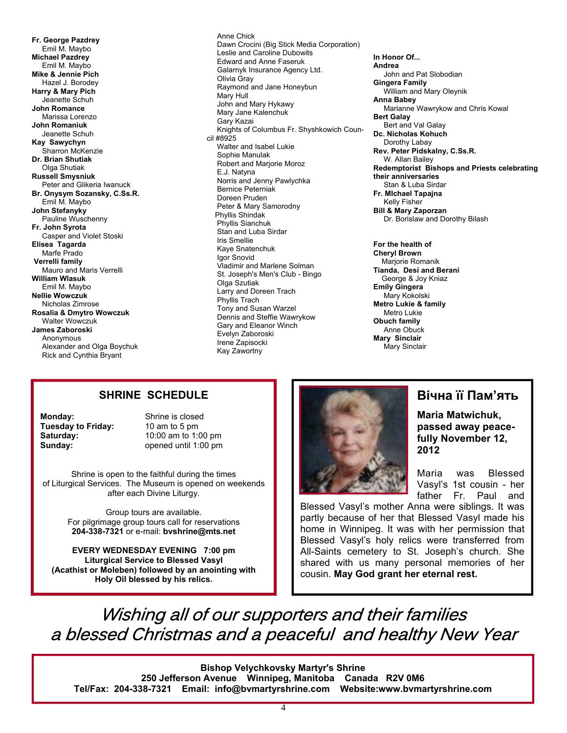**Fr. George Pazdrey**
Emil M. Maybo
**Michael Pazdrey**
Emil M. Maybo
**Mike & Jennie Pich**
Hazel J. Borodey
**Harry & Mary Pich**
Jeanette Schuh
**John Romance**
Marissa Lorenzo
**John Romaniuk**
Jeanette Schuh
**Kay Sawychyn**
Sharron McKenzie
**Dr. Brian Shutiak**
Olga Shutiak
**Russell Smysniuk**
Peter and Glikeria Iwanuck
**Br. Onysym Sozansky, C.Ss.R.**
Emil M. Maybo
**John Stefanyky**
Pauline Wuschenny
**Fr. John Syrota**
Casper and Violet Stoski
**Elisea Tagarda**
Marfe Prado
**Verrelli family**
Mauro and Maris Verrelli
**William Wlasuk**
Emil M. Maybo
**Nellie Wowczuk**
Nicholas Zimrose
**Rosalia & Dmytro Wowczuk**
Walter Wowczuk
**James Zaboroski**
Anonymous
Alexander and Olga Boychuk
Rick and Cynthia Bryant
Anne Chick
Dawn Crocini (Big Stick Media Corporation)
Leslie and Caroline Dubowits
Edward and Anne Faseruk
Galarnyk Insurance Agency Ltd.
Olivia Gray
Raymond and Jane Honeybun
Mary Hull
John and Mary Hykawy
Mary Jane Kalenchuk
Gary Kazai
Knights of Columbus Fr. Shyshkowich Council #8925
Walter and Isabel Lukie
Sophie Manulak
Robert and Marjorie Moroz
E.J. Natyna
Norris and Jenny Pawlychka
Bernice Peterniak
Doreen Pruden
Peter & Mary Samorodny
Phyllis Shindak
Phyllis Sianchuk
Stan and Luba Sirdar
Iris Smellie
Kaye Snatenchuk
Igor Snovid
Vladimir and Marlene Solman
St. Joseph's Men's Club - Bingo
Olga Szutiak
Larry and Doreen Trach
Phyllis Trach
Tony and Susan Warzel
Dennis and Steffie Wawrykow
Gary and Eleanor Winch
Evelyn Zaboroski
Irene Zapisocki
Kay Zawortny

**In Honor Of...**
**Andrea**
John and Pat Slobodian
**Gingera Family**
William and Mary Oleynik
**Anna Babey**
Marianne Wawrykow and Chris Kowal
**Bert Galay**
Bert and Val Galay
**Dc. Nicholas Kohuch**
Dorothy Labay
**Rev. Peter Pidskalny, C.Ss.R.**
W. Allan Bailey
**Redemptorist Bishops and Priests celebrating their anniversaries**
Stan & Luba Sirdar
**Fr. MIchael Tapajna**
Kelly Fisher
**Bill & Mary Zaporzan**
Dr. Borislaw and Dorothy Bilash

**For the health of**
**Cheryl Brown**
Marjorie Romanik
**Tianda, Desi and Berani**
George & Joy Kniaz
**Emily Gingera**
Mary Kokolski
**Metro Lukie & family**
Metro Lukie
**Obuch family**
Anne Obuck
**Mary Sinclair**
Mary Sinclair

## SHRINE SCHEDULE

| | |
|---|---|
| **Monday:** | Shrine is closed |
| **Tuesday to Friday:** | 10 am to 5 pm |
| **Saturday:** | 10:00 am to 1:00 pm |
| **Sunday:** | opened until 1:00 pm |

Shrine is open to the faithful during the times of Liturgical Services. The Museum is opened on weekends after each Divine Liturgy.

Group tours are available.
For pilgrimage group tours call for reservations
**204-338-7321** or e-mail: **bvshrine@mts.net**

**EVERY WEDNESDAY EVENING 7:00 pm**
**Liturgical Service to Blessed Vasyl**
**(Acathist or Moleben) followed by an anointing with Holy Oil blessed by his relics.**

## Вічна її Пам'ять

**Maria Matwichuk, passed away peacefully November 12, 2012**

Maria was Blessed Vasyl's 1st cousin - her father Fr. Paul and Blessed Vasyl's mother Anna were siblings. It was partly because of her that Blessed Vasyl made his home in Winnipeg. It was with her permission that Blessed Vasyl's holy relics were transferred from All-Saints cemetery to St. Joseph's church. She shared with us many personal memories of her cousin. **May God grant her eternal rest.**

*Wishing all of our supporters and their families*
*a blessed Christmas and a peaceful and healthy New Year*

**Bishop Velychkovsky Martyr's Shrine**
**250 Jefferson Avenue Winnipeg, Manitoba Canada R2V 0M6**
**Tel/Fax: 204-338-7321 Email: info@bvmartyrshrine.com Website:www.bvmartyrshrine.com**